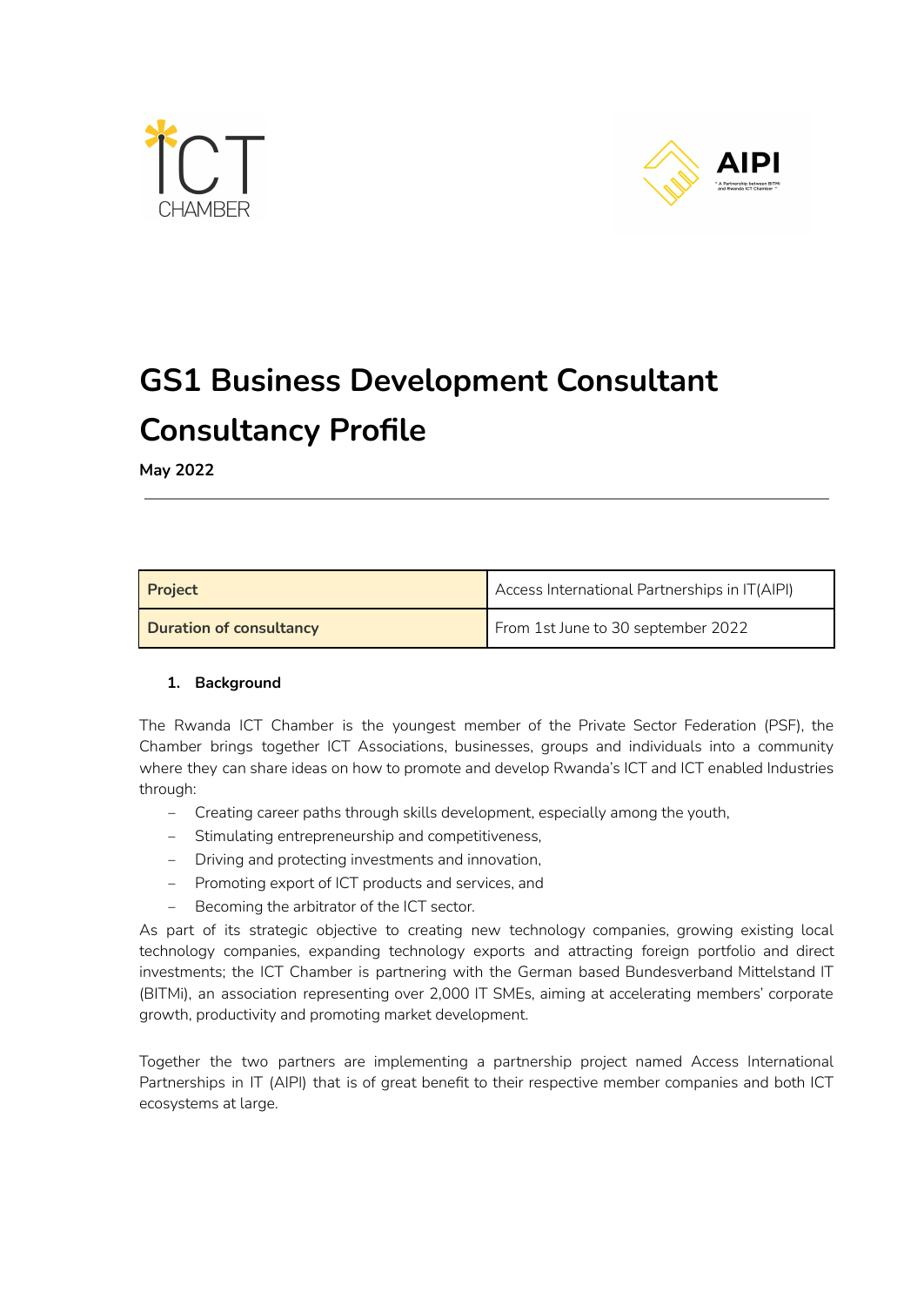# GS1 Business Development Consultant

# Consultancy Profile

**May 2022**

---

| Project | Access International Partnerships in IT(AIPI) |
|---|---|
| **Duration of consultancy** | From 1st June to 30 september 2022 |

## 1. Background

The Rwanda ICT Chamber is the youngest member of the Private Sector Federation (PSF), the Chamber brings together ICT Associations, businesses, groups and individuals into a community where they can share ideas on how to promote and develop Rwanda's ICT and ICT enabled Industries through:

- Creating career paths through skills development, especially among the youth,
- Stimulating entrepreneurship and competitiveness,
- Driving and protecting investments and innovation,
- Promoting export of ICT products and services, and
- Becoming the arbitrator of the ICT sector.

As part of its strategic objective to creating new technology companies, growing existing local technology companies, expanding technology exports and attracting foreign portfolio and direct investments; the ICT Chamber is partnering with the German based Bundesverband Mittelstand IT (BITMi), an association representing over 2,000 IT SMEs, aiming at accelerating members' corporate growth, productivity and promoting market development.

Together the two partners are implementing a partnership project named Access International Partnerships in IT (AIPI) that is of great benefit to their respective member companies and both ICT ecosystems at large.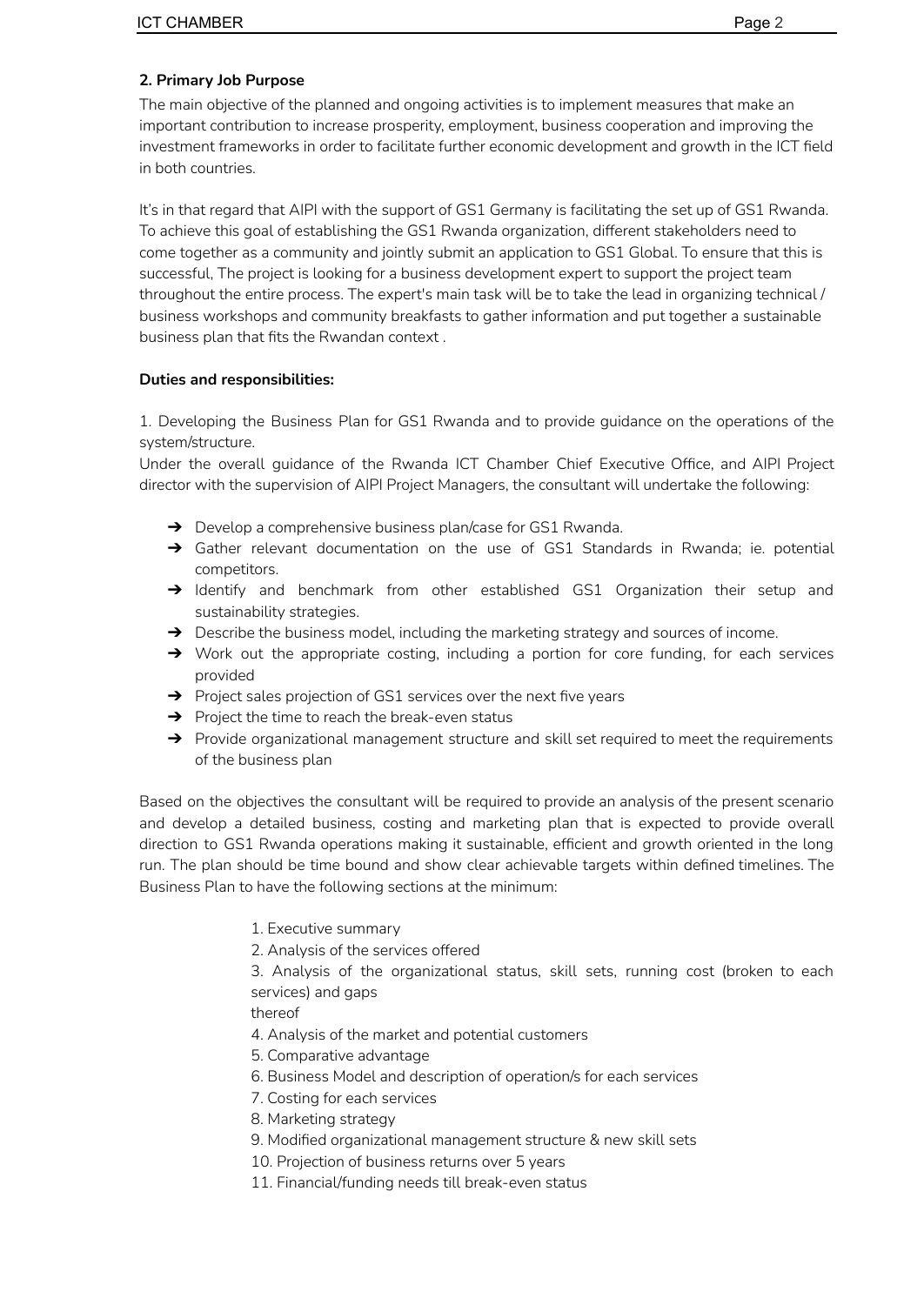**2. Primary Job Purpose**

The main objective of the planned and ongoing activities is to implement measures that make an important contribution to increase prosperity, employment, business cooperation and improving the investment frameworks in order to facilitate further economic development and growth in the ICT field in both countries.

It's in that regard that AIPI with the support of GS1 Germany is facilitating the set up of GS1 Rwanda. To achieve this goal of establishing the GS1 Rwanda organization, different stakeholders need to come together as a community and jointly submit an application to GS1 Global. To ensure that this is successful, The project is looking for a business development expert to support the project team throughout the entire process. The expert's main task will be to take the lead in organizing technical / business workshops and community breakfasts to gather information and put together a sustainable business plan that fits the Rwandan context .

**Duties and responsibilities:**

1. Developing the Business Plan for GS1 Rwanda and to provide guidance on the operations of the system/structure.

Under the overall guidance of the Rwanda ICT Chamber Chief Executive Office, and AIPI Project director with the supervision of AIPI Project Managers, the consultant will undertake the following:

- Develop a comprehensive business plan/case for GS1 Rwanda.
- Gather relevant documentation on the use of GS1 Standards in Rwanda; ie. potential competitors.
- Identify and benchmark from other established GS1 Organization their setup and sustainability strategies.
- Describe the business model, including the marketing strategy and sources of income.
- Work out the appropriate costing, including a portion for core funding, for each services provided
- Project sales projection of GS1 services over the next five years
- Project the time to reach the break-even status
- Provide organizational management structure and skill set required to meet the requirements of the business plan

Based on the objectives the consultant will be required to provide an analysis of the present scenario and develop a detailed business, costing and marketing plan that is expected to provide overall direction to GS1 Rwanda operations making it sustainable, efficient and growth oriented in the long run. The plan should be time bound and show clear achievable targets within defined timelines. The Business Plan to have the following sections at the minimum:

1. Executive summary
2. Analysis of the services offered
3. Analysis of the organizational status, skill sets, running cost (broken to each services) and gaps thereof
4. Analysis of the market and potential customers
5. Comparative advantage
6. Business Model and description of operation/s for each services
7. Costing for each services
8. Marketing strategy
9. Modified organizational management structure & new skill sets
10. Projection of business returns over 5 years
11. Financial/funding needs till break-even status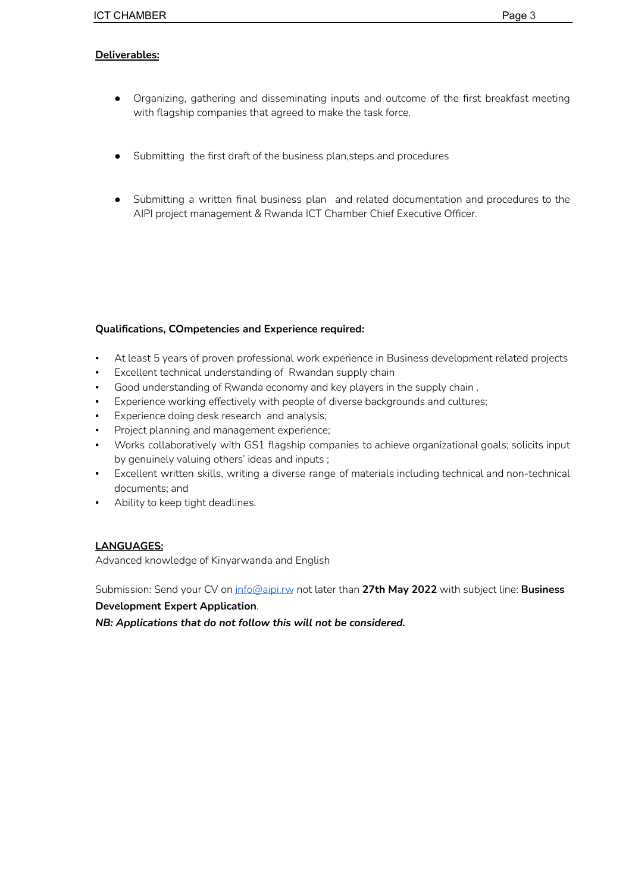**Deliverables:**

- Organizing, gathering and disseminating inputs and outcome of the first breakfast meeting with flagship companies that agreed to make the task force.
- Submitting the first draft of the business plan,steps and procedures
- Submitting a written final business plan and related documentation and procedures to the AIPI project management & Rwanda ICT Chamber Chief Executive Officer.

**Qualifications, COmpetencies and Experience required:**

- At least 5 years of proven professional work experience in Business development related projects
- Excellent technical understanding of Rwandan supply chain
- Good understanding of Rwanda economy and key players in the supply chain .
- Experience working effectively with people of diverse backgrounds and cultures;
- Experience doing desk research and analysis;
- Project planning and management experience;
- Works collaboratively with GS1 flagship companies to achieve organizational goals; solicits input by genuinely valuing others' ideas and inputs ;
- Excellent written skills, writing a diverse range of materials including technical and non-technical documents; and
- Ability to keep tight deadlines.

**LANGUAGES:**

Advanced knowledge of Kinyarwanda and English

Submission: Send your CV on info@aipi.rw not later than **27th May 2022** with subject line: **Business Development Expert Application**.

***NB: Applications that do not follow this will not be considered.***